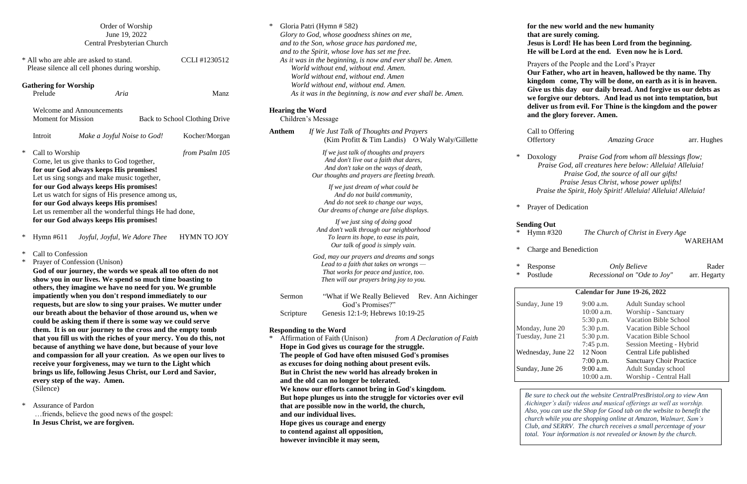Order of Worship
June 19, 2022
Central Presbyterian Church

\* All who are able are asked to stand. CCLI #1230512
Please silence all cell phones during worship.

**Gathering for Worship**

Prelude *Aria* Manz

Welcome and Announcements

Moment for Mission Back to School Clothing Drive

Introit *Make a Joyful Noise to God!* Kocher/Morgan

\* Call to Worship *from Psalm 105*

Come, let us give thanks to God together,
**for our God always keeps His promises!**
Let us sing songs and make music together,
**for our God always keeps His promises!**
Let us watch for signs of His presence among us,
**for our God always keeps His promises!**
Let us remember all the wonderful things He had done,
**for our God always keeps His promises!**

\* Hymn #611 *Joyful, Joyful, We Adore Thee* HYMN TO JOY

\* Call to Confession

\* Prayer of Confession (Unison)

**God of our journey, the words we speak all too often do not show you in our lives. We spend so much time boasting to others, they imagine we have no need for you. We grumble impatiently when you don't respond immediately to our requests, but are slow to sing your praises. We mutter under our breath about the behavior of those around us, when we could be asking them if there is some way we could serve them. It is on our journey to the cross and the empty tomb that you fill us with the riches of your mercy. You do this, not because of anything we have done, but because of your love and compassion for all your creation. As we open our lives to receive your forgiveness, may we turn to the Light which brings us life, following Jesus Christ, our Lord and Savior, every step of the way. Amen.**
(Silence)

\* Assurance of Pardon

…friends, believe the good news of the gospel:
**In Jesus Christ, we are forgiven.**

\* Gloria Patri (Hymn # 582)

*Glory to God, whose goodness shines on me,*
*and to the Son, whose grace has pardoned me,*
*and to the Spirit, whose love has set me free.*
*As it was in the beginning, is now and ever shall be. Amen.*
*World without end, without end. Amen.*
*World without end, without end. Amen*
*World without end, without end. Amen.*
*As it was in the beginning, is now and ever shall be. Amen.*

**Hearing the Word**

Children's Message

**Anthem** *If We Just Talk of Thoughts and Prayers*
(Kim Profitt & Tim Landis) O Waly Waly/Gillette

*If we just talk of thoughts and prayers*
*And don't live out a faith that dares,*
*And don't take on the ways of death,*
*Our thoughts and prayers are fleeting breath.*

*If we just dream of what could be*
*And do not build community,*
*And do not seek to change our ways,*
*Our dreams of change are false displays.*

*If we just sing of doing good*
*And don't walk through our neighborhood*
*To learn its hope, to ease its pain,*
*Our talk of good is simply vain.*

*God, may our prayers and dreams and songs*
*Lead to a faith that takes on wrongs —*
*That works for peace and justice, too.*
*Then will our prayers bring joy to you.*

Sermon "What if We Really Believed God's Promises?" Rev. Ann Aichinger

Scripture Genesis 12:1-9; Hebrews 10:19-25

**Responding to the Word**

\* Affirmation of Faith (Unison) *from A Declaration of Faith*

**Hope in God gives us courage for the struggle.**
**The people of God have often misused God's promises**
**as excuses for doing nothing about present evils.**
**But in Christ the new world has already broken in**
**and the old can no longer be tolerated.**
**We know our efforts cannot bring in God's kingdom.**
**But hope plunges us into the struggle for victories over evil**
**that are possible now in the world, the church,**
**and our individual lives.**
**Hope gives us courage and energy**
**to contend against all opposition,**
**however invincible it may seem,**
**for the new world and the new humanity**
**that are surely coming.**
**Jesus is Lord! He has been Lord from the beginning.**
**He will be Lord at the end. Even now he is Lord.**

Prayers of the People and the Lord's Prayer

**Our Father, who art in heaven, hallowed be thy name. Thy kingdom come, Thy will be done, on earth as it is in heaven. Give us this day our daily bread. And forgive us our debts as we forgive our debtors. And lead us not into temptation, but deliver us from evil. For Thine is the kingdom and the power and the glory forever. Amen.**

Call to Offering

Offertory *Amazing Grace* arr. Hughes

\* Doxology *Praise God from whom all blessings flow;*
*Praise God, all creatures here below: Alleluia! Alleluia!*
*Praise God, the source of all our gifts!*
*Praise Jesus Christ, whose power uplifts!*
*Praise the Spirit, Holy Spirit! Alleluia! Alleluia! Alleluia!*

\* Prayer of Dedication

**Sending Out**

\* Hymn #320 *The Church of Christ in Every Age* WAREHAM

\* Charge and Benediction

\* Response *Only Believe* Rader

\* Postlude *Recessional on "Ode to Joy"* arr. Hegarty

**Calendar for June 19-26, 2022**

| | | |
|---|---|---|
| Sunday, June 19 | 9:00 a.m. | Adult Sunday school |
| | 10:00 a.m. | Worship - Sanctuary |
| | 5:30 p.m. | Vacation Bible School |
| Monday, June 20 | 5:30 p.m. | Vacation Bible School |
| Tuesday, June 21 | 5:30 p.m. | Vacation Bible School |
| | 7:45 p.m. | Session Meeting - Hybrid |
| Wednesday, June 22 | 12 Noon | Central Life published |
| | 7:00 p.m. | Sanctuary Choir Practice |
| Sunday, June 26 | 9:00 a.m. | Adult Sunday school |
| | 10:00 a.m. | Worship - Central Hall |

*Be sure to check out the website CentralPresBristol.org to view Ann Aichinger's daily videos and musical offerings as well as worship. Also, you can use the Shop for Good tab on the website to benefit the church while you are shopping online at Amazon, Walmart, Sam's Club, and SERRV. The church receives a small percentage of your total. Your information is not revealed or known by the church.*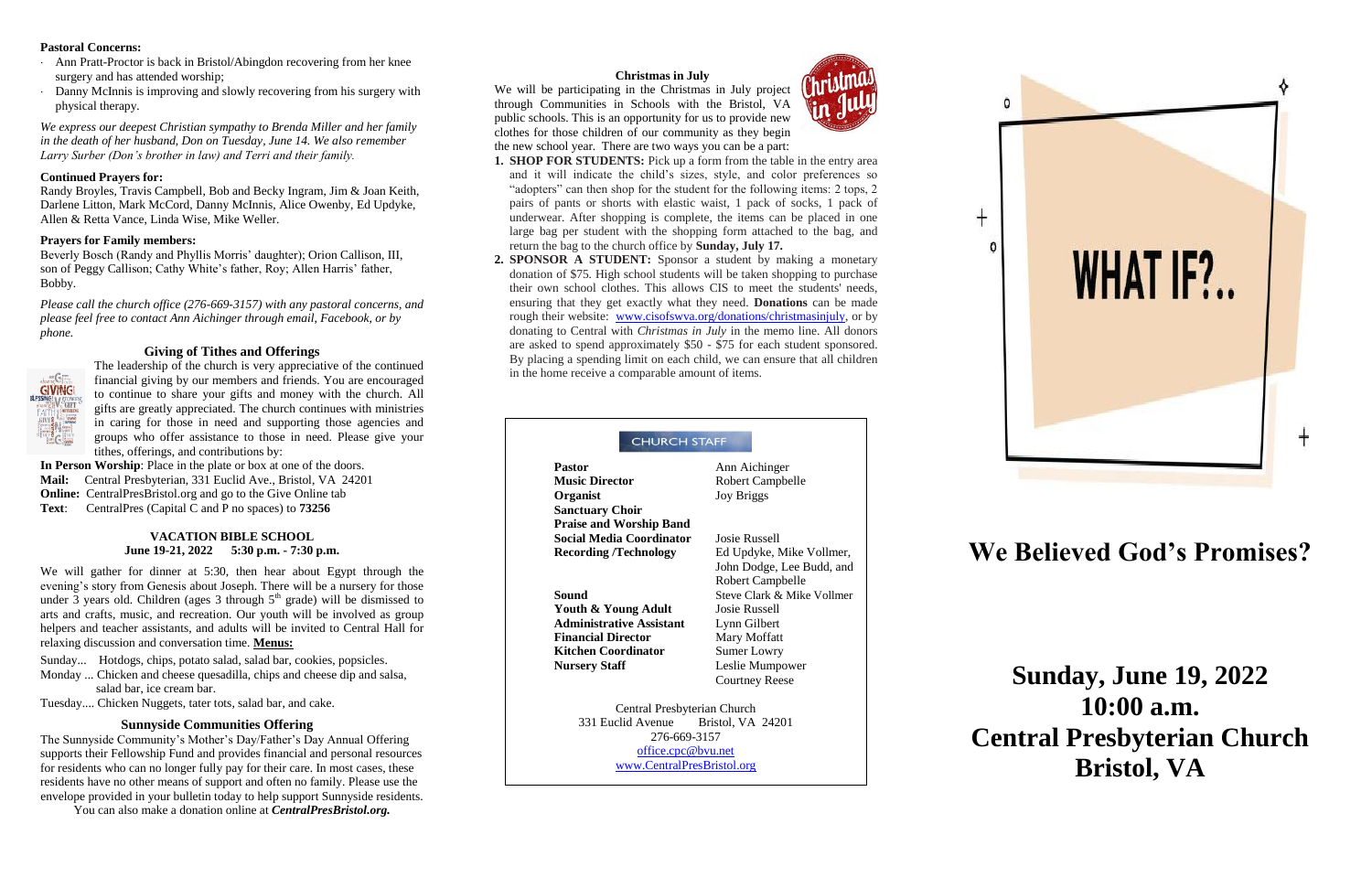**Pastoral Concerns:**

- Ann Pratt-Proctor is back in Bristol/Abingdon recovering from her knee surgery and has attended worship;
- Danny McInnis is improving and slowly recovering from his surgery with physical therapy.

*We express our deepest Christian sympathy to Brenda Miller and her family in the death of her husband, Don on Tuesday, June 14. We also remember Larry Surber (Don's brother in law) and Terri and their family.*

**Continued Prayers for:**

Randy Broyles, Travis Campbell, Bob and Becky Ingram, Jim & Joan Keith, Darlene Litton, Mark McCord, Danny McInnis, Alice Owenby, Ed Updyke, Allen & Retta Vance, Linda Wise, Mike Weller.

**Prayers for Family members:**

Beverly Bosch (Randy and Phyllis Morris' daughter); Orion Callison, III, son of Peggy Callison; Cathy White's father, Roy; Allen Harris' father, Bobby.

*Please call the church office (276-669-3157) with any pastoral concerns, and please feel free to contact Ann Aichinger through email, Facebook, or by phone.*

### Giving of Tithes and Offerings

The leadership of the church is very appreciative of the continued financial giving by our members and friends. You are encouraged to continue to share your gifts and money with the church. All gifts are greatly appreciated. The church continues with ministries in caring for those in need and supporting those agencies and groups who offer assistance to those in need. Please give your tithes, offerings, and contributions by:

**In Person Worship**: Place in the plate or box at one of the doors.
**Mail:** Central Presbyterian, 331 Euclid Ave., Bristol, VA 24201
**Online:** CentralPresBristol.org and go to the Give Online tab
**Text**: CentralPres (Capital C and P no spaces) to **73256**

### VACATION BIBLE SCHOOL
**June 19-21, 2022 5:30 p.m. - 7:30 p.m.**

We will gather for dinner at 5:30, then hear about Egypt through the evening's story from Genesis about Joseph. There will be a nursery for those under 3 years old. Children (ages 3 through 5th grade) will be dismissed to arts and crafts, music, and recreation. Our youth will be involved as group helpers and teacher assistants, and adults will be invited to Central Hall for relaxing discussion and conversation time. **Menus:**

Sunday... Hotdogs, chips, potato salad, salad bar, cookies, popsicles.
Monday ... Chicken and cheese quesadilla, chips and cheese dip and salsa, salad bar, ice cream bar.
Tuesday.... Chicken Nuggets, tater tots, salad bar, and cake.

### Sunnyside Communities Offering

The Sunnyside Community's Mother's Day/Father's Day Annual Offering supports their Fellowship Fund and provides financial and personal resources for residents who can no longer fully pay for their care. In most cases, these residents have no other means of support and often no family. Please use the envelope provided in your bulletin today to help support Sunnyside residents. You can also make a donation online at ***CentralPresBristol.org.***

### Christmas in July

We will be participating in the Christmas in July project through Communities in Schools with the Bristol, VA public schools. This is an opportunity for us to provide new clothes for those children of our community as they begin the new school year. There are two ways you can be a part:

1. **SHOP FOR STUDENTS:** Pick up a form from the table in the entry area and it will indicate the child's sizes, style, and color preferences so "adopters" can then shop for the student for the following items: 2 tops, 2 pairs of pants or shorts with elastic waist, 1 pack of socks, 1 pack of underwear. After shopping is complete, the items can be placed in one large bag per student with the shopping form attached to the bag, and return the bag to the church office by **Sunday, July 17.**
2. **SPONSOR A STUDENT:** Sponsor a student by making a monetary donation of $75. High school students will be taken shopping to purchase their own school clothes. This allows CIS to meet the students' needs, ensuring that they get exactly what they need. **Donations** can be made rough their website: www.cisofswva.org/donations/christmasinjuly, or by donating to Central with *Christmas in July* in the memo line. All donors are asked to spend approximately $50 - $75 for each student sponsored. By placing a spending limit on each child, we can ensure that all children in the home receive a comparable amount of items.

### CHURCH STAFF

| | |
|---|---|
| **Pastor** | Ann Aichinger |
| **Music Director** | Robert Campbelle |
| **Organist** | Joy Briggs |
| **Sanctuary Choir** | |
| **Praise and Worship Band** | |
| **Social Media Coordinator** | Josie Russell |
| **Recording /Technology** | Ed Updyke, Mike Vollmer, John Dodge, Lee Budd, and Robert Campbelle |
| **Sound** | Steve Clark & Mike Vollmer |
| **Youth & Young Adult** | Josie Russell |
| **Administrative Assistant** | Lynn Gilbert |
| **Financial Director** | Mary Moffatt |
| **Kitchen Coordinator** | Sumer Lowry |
| **Nursery Staff** | Leslie Mumpower, Courtney Reese |

Central Presbyterian Church
331 Euclid Avenue Bristol, VA 24201
276-669-3157
office.cpc@bvu.net
www.CentralPresBristol.org

# WHAT IF?..

# We Believed God's Promises?

## Sunday, June 19, 2022
## 10:00 a.m.
## Central Presbyterian Church
## Bristol, VA